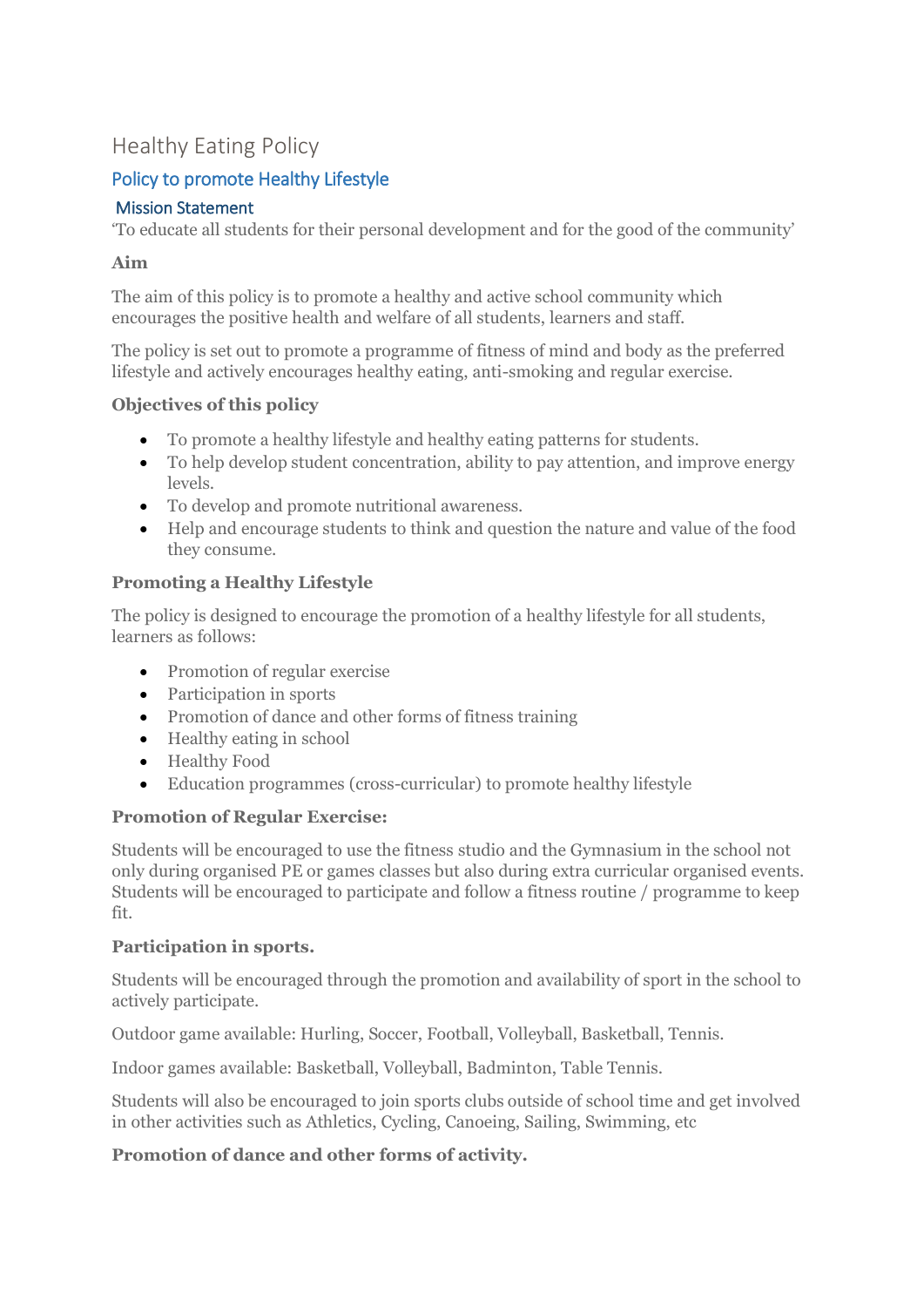# Healthy Eating Policy

## Policy to promote Healthy Lifestyle

### Mission Statement

'To educate all students for their personal development and for the good of the community'

**Aim**

The aim of this policy is to promote a healthy and active school community which encourages the positive health and welfare of all students, learners and staff.

The policy is set out to promote a programme of fitness of mind and body as the preferred lifestyle and actively encourages healthy eating, anti-smoking and regular exercise.

**Objectives of this policy**

- To promote a healthy lifestyle and healthy eating patterns for students.
- To help develop student concentration, ability to pay attention, and improve energy levels.
- To develop and promote nutritional awareness.
- Help and encourage students to think and question the nature and value of the food they consume.

**Promoting a Healthy Lifestyle**

The policy is designed to encourage the promotion of a healthy lifestyle for all students, learners as follows:

- Promotion of regular exercise
- Participation in sports
- Promotion of dance and other forms of fitness training
- Healthy eating in school
- Healthy Food
- Education programmes (cross-curricular) to promote healthy lifestyle

**Promotion of Regular Exercise:**

Students will be encouraged to use the fitness studio and the Gymnasium in the school not only during organised PE or games classes but also during extra curricular organised events. Students will be encouraged to participate and follow a fitness routine / programme to keep fit.

**Participation in sports.**

Students will be encouraged through the promotion and availability of sport in the school to actively participate.

Outdoor game available: Hurling, Soccer, Football, Volleyball, Basketball, Tennis.

Indoor games available: Basketball, Volleyball, Badminton, Table Tennis.

Students will also be encouraged to join sports clubs outside of school time and get involved in other activities such as Athletics, Cycling, Canoeing, Sailing, Swimming, etc

**Promotion of dance and other forms of activity.**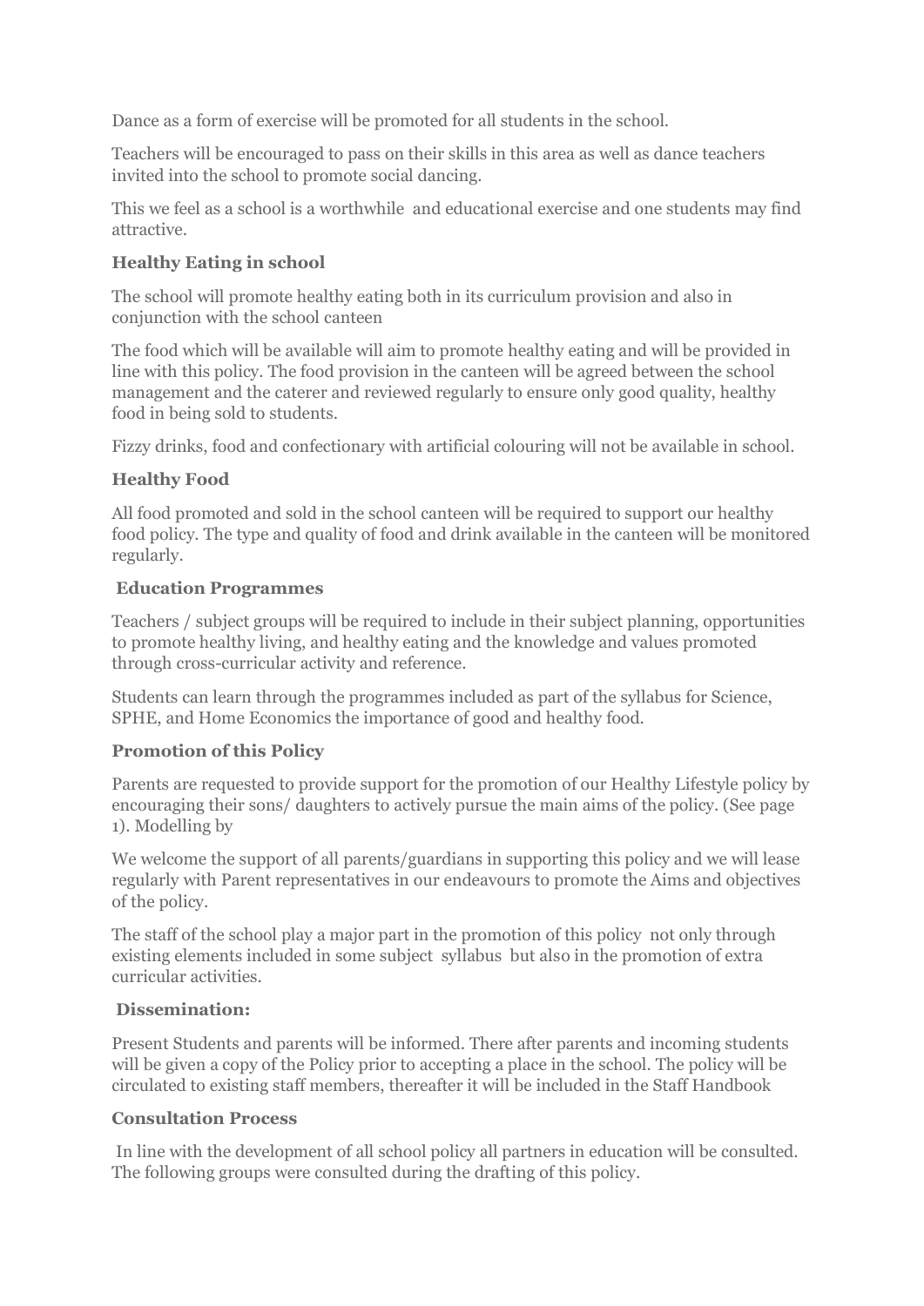Dance as a form of exercise will be promoted for all students in the school.

Teachers will be encouraged to pass on their skills in this area as well as dance teachers invited into the school to promote social dancing.

This we feel as a school is a worthwhile and educational exercise and one students may find attractive.

**Healthy Eating in school**

The school will promote healthy eating both in its curriculum provision and also in conjunction with the school canteen

The food which will be available will aim to promote healthy eating and will be provided in line with this policy. The food provision in the canteen will be agreed between the school management and the caterer and reviewed regularly to ensure only good quality, healthy food in being sold to students.

Fizzy drinks, food and confectionary with artificial colouring will not be available in school.

**Healthy Food**

All food promoted and sold in the school canteen will be required to support our healthy food policy. The type and quality of food and drink available in the canteen will be monitored regularly.

**Education Programmes**

Teachers / subject groups will be required to include in their subject planning, opportunities to promote healthy living, and healthy eating and the knowledge and values promoted through cross-curricular activity and reference.

Students can learn through the programmes included as part of the syllabus for Science, SPHE, and Home Economics the importance of good and healthy food.

**Promotion of this Policy**

Parents are requested to provide support for the promotion of our Healthy Lifestyle policy by encouraging their sons/ daughters to actively pursue the main aims of the policy. (See page 1). Modelling by

We welcome the support of all parents/guardians in supporting this policy and we will lease regularly with Parent representatives in our endeavours to promote the Aims and objectives of the policy.

The staff of the school play a major part in the promotion of this policy not only through existing elements included in some subject syllabus but also in the promotion of extra curricular activities.

**Dissemination:**

Present Students and parents will be informed. There after parents and incoming students will be given a copy of the Policy prior to accepting a place in the school. The policy will be circulated to existing staff members, thereafter it will be included in the Staff Handbook

**Consultation Process**

In line with the development of all school policy all partners in education will be consulted. The following groups were consulted during the drafting of this policy.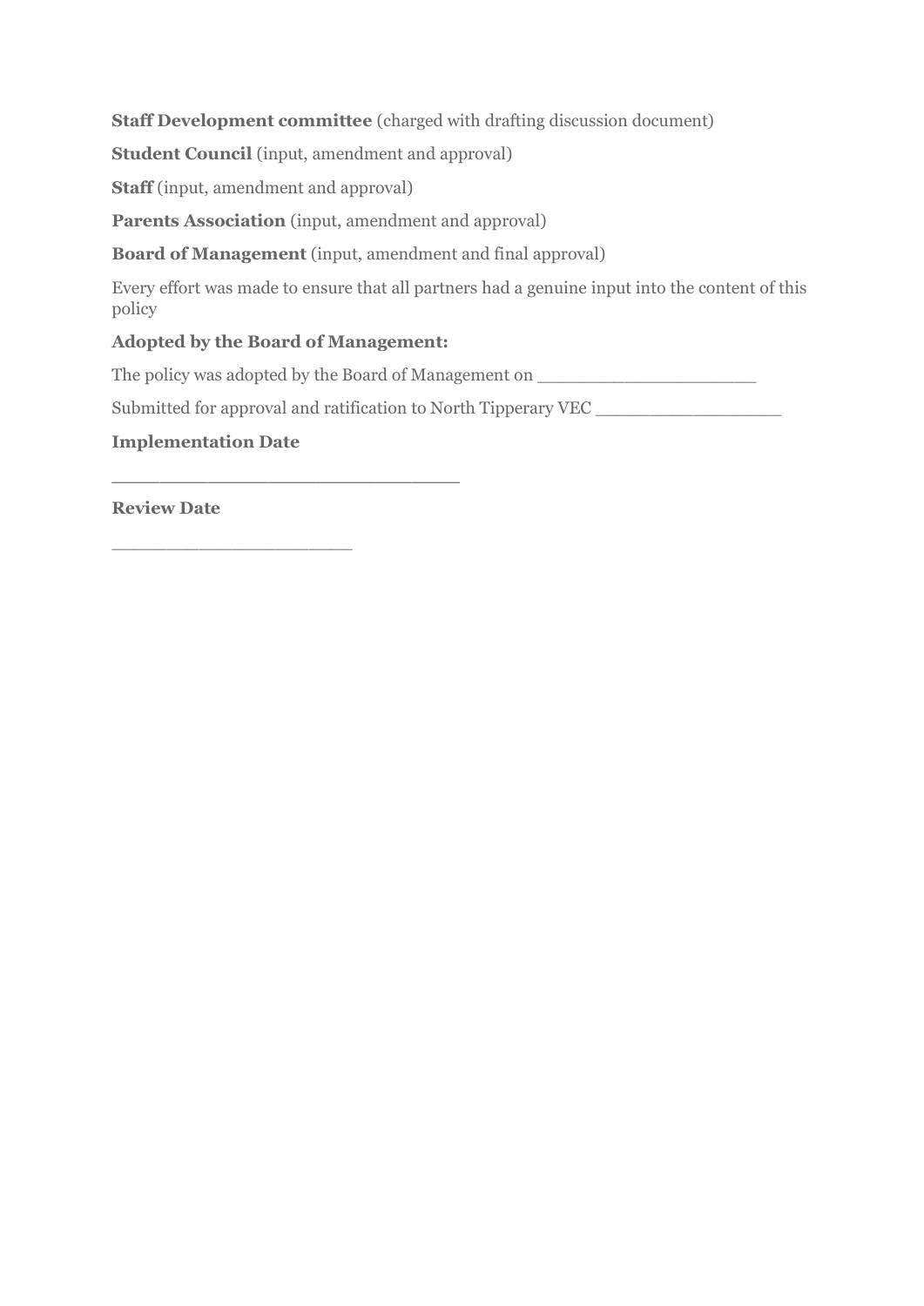**Staff Development committee** (charged with drafting discussion document)

**Student Council** (input, amendment and approval)

**Staff** (input, amendment and approval)

**Parents Association** (input, amendment and approval)

**Board of Management** (input, amendment and final approval)

Every effort was made to ensure that all partners had a genuine input into the content of this policy

**Adopted by the Board of Management:**

The policy was adopted by the Board of Management on ____________________

Submitted for approval and ratification to North Tipperary VEC _________________

**Implementation Date**

________________________________

**Review Date**

______________________